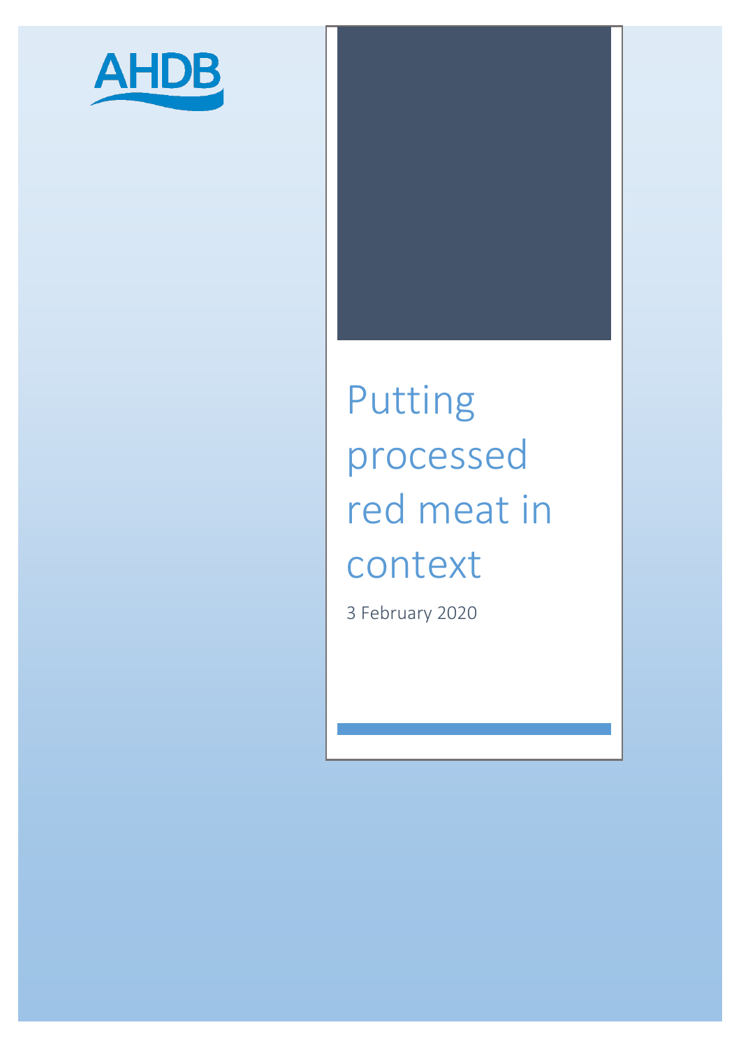AHDB

# Putting processed red meat in context

3 February 2020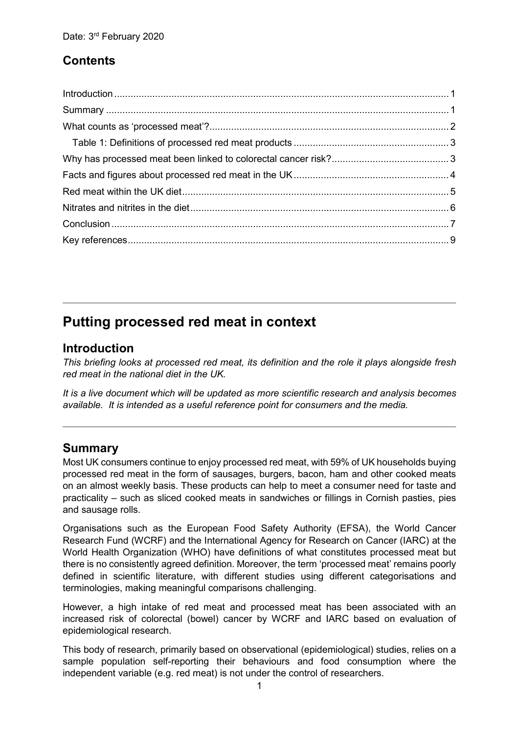Date: 3rd February 2020

## Contents

- Introduction ... 1
- Summary ... 1
- What counts as 'processed meat'? ... 2
  - Table 1: Definitions of processed red meat products ... 3
- Why has processed meat been linked to colorectal cancer risk? ... 3
- Facts and figures about processed red meat in the UK ... 4
- Red meat within the UK diet ... 5
- Nitrates and nitrites in the diet ... 6
- Conclusion ... 7
- Key references ... 9

# Putting processed red meat in context

## Introduction

*This briefing looks at processed red meat, its definition and the role it plays alongside fresh red meat in the national diet in the UK.*

*It is a live document which will be updated as more scientific research and analysis becomes available. It is intended as a useful reference point for consumers and the media.*

## Summary

Most UK consumers continue to enjoy processed red meat, with 59% of UK households buying processed red meat in the form of sausages, burgers, bacon, ham and other cooked meats on an almost weekly basis. These products can help to meet a consumer need for taste and practicality – such as sliced cooked meats in sandwiches or fillings in Cornish pasties, pies and sausage rolls.

Organisations such as the European Food Safety Authority (EFSA), the World Cancer Research Fund (WCRF) and the International Agency for Research on Cancer (IARC) at the World Health Organization (WHO) have definitions of what constitutes processed meat but there is no consistently agreed definition. Moreover, the term 'processed meat' remains poorly defined in scientific literature, with different studies using different categorisations and terminologies, making meaningful comparisons challenging.

However, a high intake of red meat and processed meat has been associated with an increased risk of colorectal (bowel) cancer by WCRF and IARC based on evaluation of epidemiological research.

This body of research, primarily based on observational (epidemiological) studies, relies on a sample population self-reporting their behaviours and food consumption where the independent variable (e.g. red meat) is not under the control of researchers.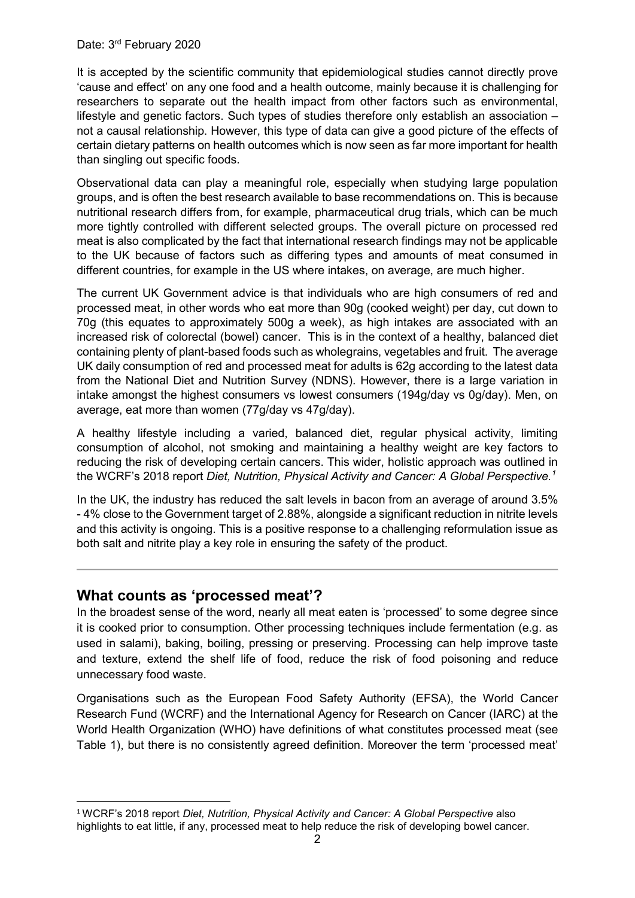Date: 3rd February 2020

It is accepted by the scientific community that epidemiological studies cannot directly prove 'cause and effect' on any one food and a health outcome, mainly because it is challenging for researchers to separate out the health impact from other factors such as environmental, lifestyle and genetic factors. Such types of studies therefore only establish an association – not a causal relationship. However, this type of data can give a good picture of the effects of certain dietary patterns on health outcomes which is now seen as far more important for health than singling out specific foods.

Observational data can play a meaningful role, especially when studying large population groups, and is often the best research available to base recommendations on. This is because nutritional research differs from, for example, pharmaceutical drug trials, which can be much more tightly controlled with different selected groups. The overall picture on processed red meat is also complicated by the fact that international research findings may not be applicable to the UK because of factors such as differing types and amounts of meat consumed in different countries, for example in the US where intakes, on average, are much higher.

The current UK Government advice is that individuals who are high consumers of red and processed meat, in other words who eat more than 90g (cooked weight) per day, cut down to 70g (this equates to approximately 500g a week), as high intakes are associated with an increased risk of colorectal (bowel) cancer. This is in the context of a healthy, balanced diet containing plenty of plant-based foods such as wholegrains, vegetables and fruit. The average UK daily consumption of red and processed meat for adults is 62g according to the latest data from the National Diet and Nutrition Survey (NDNS). However, there is a large variation in intake amongst the highest consumers vs lowest consumers (194g/day vs 0g/day). Men, on average, eat more than women (77g/day vs 47g/day).

A healthy lifestyle including a varied, balanced diet, regular physical activity, limiting consumption of alcohol, not smoking and maintaining a healthy weight are key factors to reducing the risk of developing certain cancers. This wider, holistic approach was outlined in the WCRF's 2018 report *Diet, Nutrition, Physical Activity and Cancer: A Global Perspective.*[1]

In the UK, the industry has reduced the salt levels in bacon from an average of around 3.5% - 4% close to the Government target of 2.88%, alongside a significant reduction in nitrite levels and this activity is ongoing. This is a positive response to a challenging reformulation issue as both salt and nitrite play a key role in ensuring the safety of the product.

---

## What counts as 'processed meat'?

In the broadest sense of the word, nearly all meat eaten is 'processed' to some degree since it is cooked prior to consumption. Other processing techniques include fermentation (e.g. as used in salami), baking, boiling, pressing or preserving. Processing can help improve taste and texture, extend the shelf life of food, reduce the risk of food poisoning and reduce unnecessary food waste.

Organisations such as the European Food Safety Authority (EFSA), the World Cancer Research Fund (WCRF) and the International Agency for Research on Cancer (IARC) at the World Health Organization (WHO) have definitions of what constitutes processed meat (see Table 1), but there is no consistently agreed definition. Moreover the term 'processed meat'

[1] WCRF's 2018 report *Diet, Nutrition, Physical Activity and Cancer: A Global Perspective* also highlights to eat little, if any, processed meat to help reduce the risk of developing bowel cancer.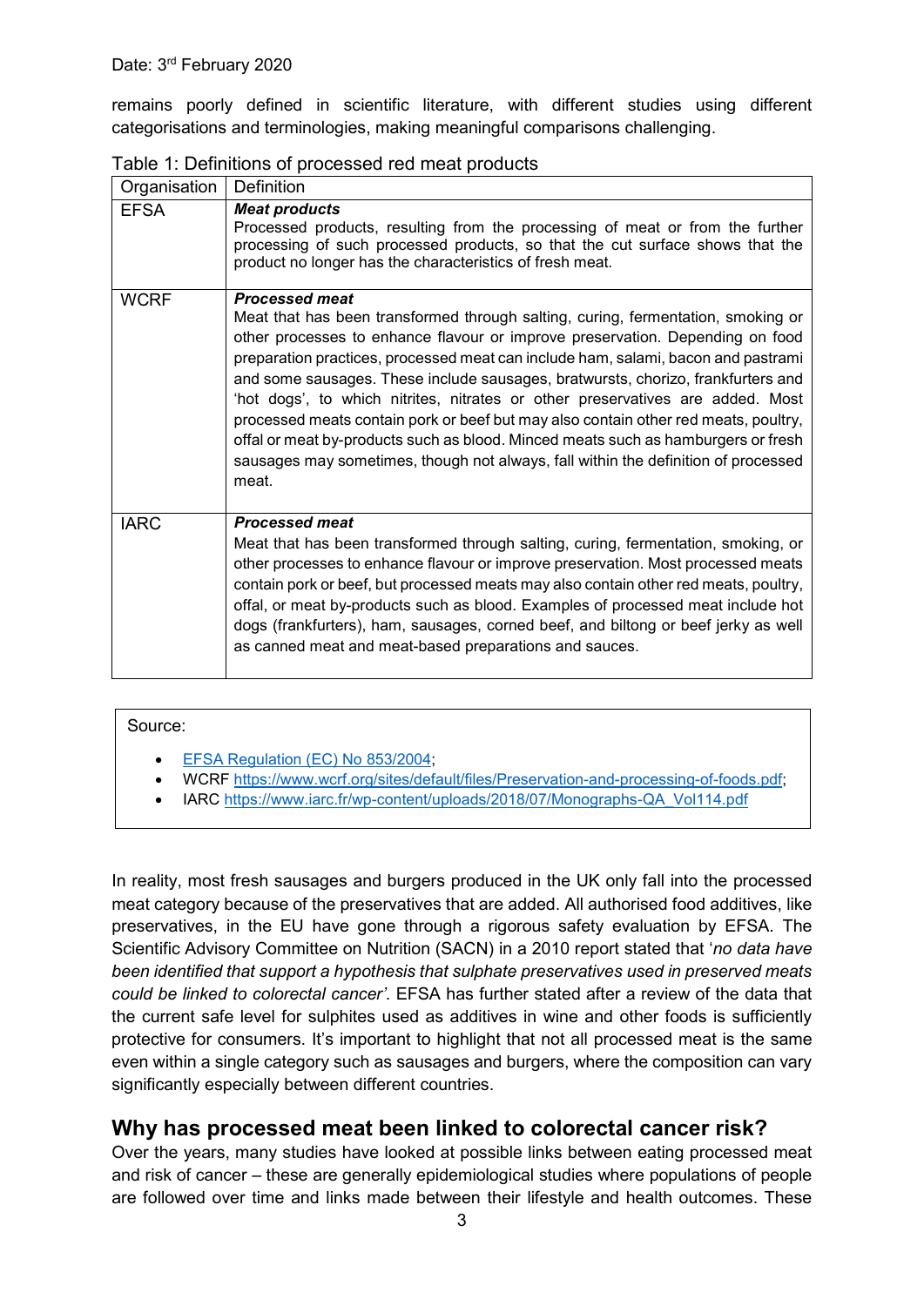Date: 3rd February 2020

remains poorly defined in scientific literature, with different studies using different categorisations and terminologies, making meaningful comparisons challenging.

Table 1: Definitions of processed red meat products

| Organisation | Definition |
| --- | --- |
| EFSA | ***Meat products*** Processed products, resulting from the processing of meat or from the further processing of such processed products, so that the cut surface shows that the product no longer has the characteristics of fresh meat. |
| WCRF | ***Processed meat*** Meat that has been transformed through salting, curing, fermentation, smoking or other processes to enhance flavour or improve preservation. Depending on food preparation practices, processed meat can include ham, salami, bacon and pastrami and some sausages. These include sausages, bratwursts, chorizo, frankfurters and 'hot dogs', to which nitrites, nitrates or other preservatives are added. Most processed meats contain pork or beef but may also contain other red meats, poultry, offal or meat by-products such as blood. Minced meats such as hamburgers or fresh sausages may sometimes, though not always, fall within the definition of processed meat. |
| IARC | ***Processed meat*** Meat that has been transformed through salting, curing, fermentation, smoking, or other processes to enhance flavour or improve preservation. Most processed meats contain pork or beef, but processed meats may also contain other red meats, poultry, offal, or meat by-products such as blood. Examples of processed meat include hot dogs (frankfurters), ham, sausages, corned beef, and biltong or beef jerky as well as canned meat and meat-based preparations and sauces. |

Source:

- EFSA Regulation (EC) No 853/2004;
- WCRF https://www.wcrf.org/sites/default/files/Preservation-and-processing-of-foods.pdf;
- IARC https://www.iarc.fr/wp-content/uploads/2018/07/Monographs-QA_Vol114.pdf

In reality, most fresh sausages and burgers produced in the UK only fall into the processed meat category because of the preservatives that are added. All authorised food additives, like preservatives, in the EU have gone through a rigorous safety evaluation by EFSA. The Scientific Advisory Committee on Nutrition (SACN) in a 2010 report stated that '*no data have been identified that support a hypothesis that sulphate preservatives used in preserved meats could be linked to colorectal cancer'*. EFSA has further stated after a review of the data that the current safe level for sulphites used as additives in wine and other foods is sufficiently protective for consumers. It's important to highlight that not all processed meat is the same even within a single category such as sausages and burgers, where the composition can vary significantly especially between different countries.

## Why has processed meat been linked to colorectal cancer risk?

Over the years, many studies have looked at possible links between eating processed meat and risk of cancer – these are generally epidemiological studies where populations of people are followed over time and links made between their lifestyle and health outcomes. These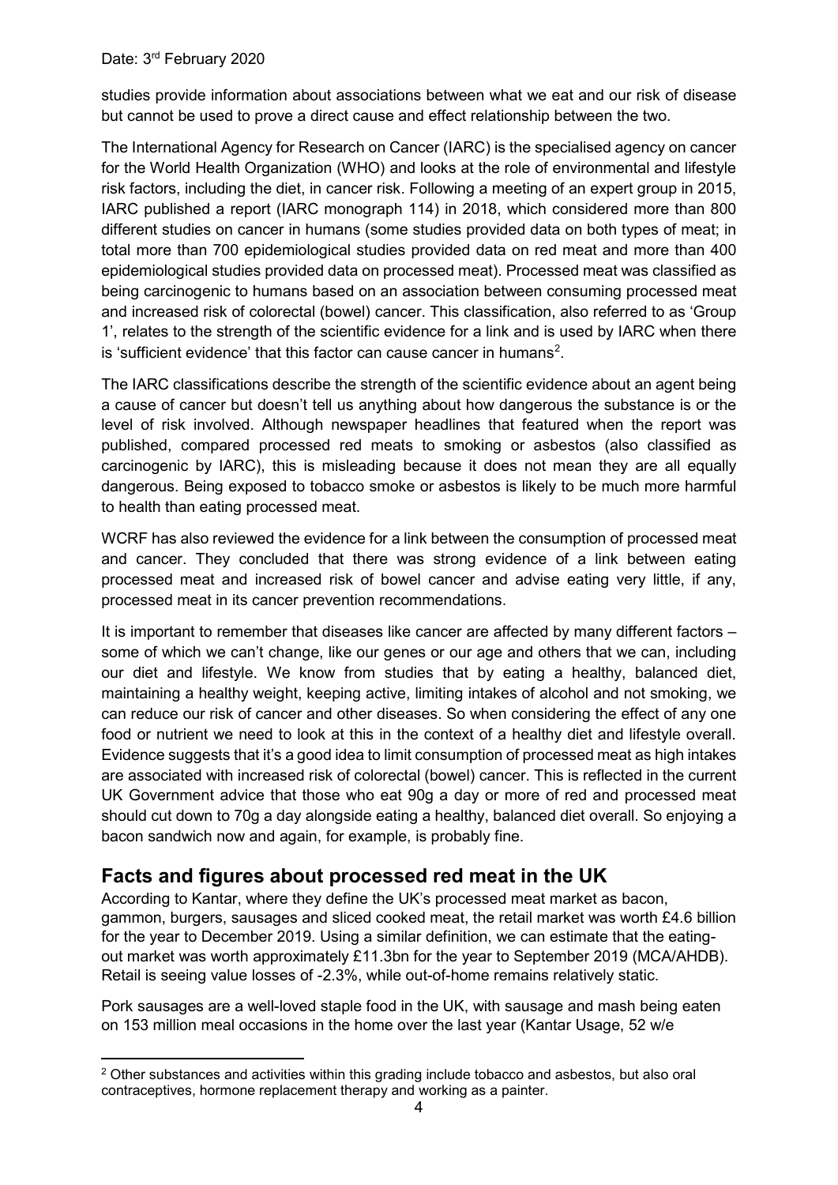Date: 3rd February 2020

studies provide information about associations between what we eat and our risk of disease but cannot be used to prove a direct cause and effect relationship between the two.

The International Agency for Research on Cancer (IARC) is the specialised agency on cancer for the World Health Organization (WHO) and looks at the role of environmental and lifestyle risk factors, including the diet, in cancer risk. Following a meeting of an expert group in 2015, IARC published a report (IARC monograph 114) in 2018, which considered more than 800 different studies on cancer in humans (some studies provided data on both types of meat; in total more than 700 epidemiological studies provided data on red meat and more than 400 epidemiological studies provided data on processed meat). Processed meat was classified as being carcinogenic to humans based on an association between consuming processed meat and increased risk of colorectal (bowel) cancer. This classification, also referred to as 'Group 1', relates to the strength of the scientific evidence for a link and is used by IARC when there is 'sufficient evidence' that this factor can cause cancer in humans[2].

The IARC classifications describe the strength of the scientific evidence about an agent being a cause of cancer but doesn't tell us anything about how dangerous the substance is or the level of risk involved. Although newspaper headlines that featured when the report was published, compared processed red meats to smoking or asbestos (also classified as carcinogenic by IARC), this is misleading because it does not mean they are all equally dangerous. Being exposed to tobacco smoke or asbestos is likely to be much more harmful to health than eating processed meat.

WCRF has also reviewed the evidence for a link between the consumption of processed meat and cancer. They concluded that there was strong evidence of a link between eating processed meat and increased risk of bowel cancer and advise eating very little, if any, processed meat in its cancer prevention recommendations.

It is important to remember that diseases like cancer are affected by many different factors – some of which we can't change, like our genes or our age and others that we can, including our diet and lifestyle. We know from studies that by eating a healthy, balanced diet, maintaining a healthy weight, keeping active, limiting intakes of alcohol and not smoking, we can reduce our risk of cancer and other diseases. So when considering the effect of any one food or nutrient we need to look at this in the context of a healthy diet and lifestyle overall. Evidence suggests that it's a good idea to limit consumption of processed meat as high intakes are associated with increased risk of colorectal (bowel) cancer. This is reflected in the current UK Government advice that those who eat 90g a day or more of red and processed meat should cut down to 70g a day alongside eating a healthy, balanced diet overall. So enjoying a bacon sandwich now and again, for example, is probably fine.

## Facts and figures about processed red meat in the UK

According to Kantar, where they define the UK's processed meat market as bacon, gammon, burgers, sausages and sliced cooked meat, the retail market was worth £4.6 billion for the year to December 2019. Using a similar definition, we can estimate that the eating-out market was worth approximately £11.3bn for the year to September 2019 (MCA/AHDB). Retail is seeing value losses of -2.3%, while out-of-home remains relatively static.

Pork sausages are a well-loved staple food in the UK, with sausage and mash being eaten on 153 million meal occasions in the home over the last year (Kantar Usage, 52 w/e

[2] Other substances and activities within this grading include tobacco and asbestos, but also oral contraceptives, hormone replacement therapy and working as a painter.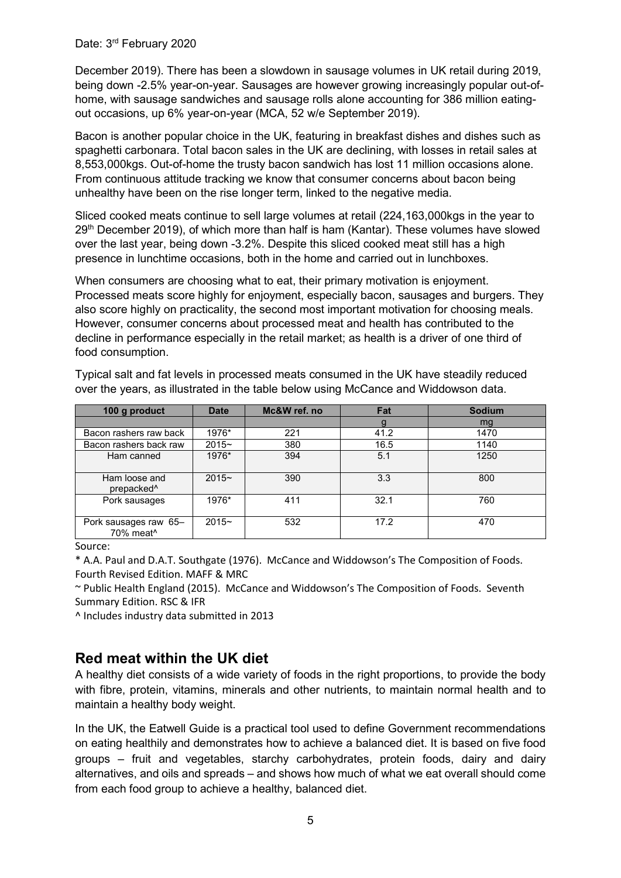Date: 3rd February 2020

December 2019). There has been a slowdown in sausage volumes in UK retail during 2019, being down -2.5% year-on-year. Sausages are however growing increasingly popular out-of-home, with sausage sandwiches and sausage rolls alone accounting for 386 million eating-out occasions, up 6% year-on-year (MCA, 52 w/e September 2019).

Bacon is another popular choice in the UK, featuring in breakfast dishes and dishes such as spaghetti carbonara. Total bacon sales in the UK are declining, with losses in retail sales at 8,553,000kgs. Out-of-home the trusty bacon sandwich has lost 11 million occasions alone. From continuous attitude tracking we know that consumer concerns about bacon being unhealthy have been on the rise longer term, linked to the negative media.

Sliced cooked meats continue to sell large volumes at retail (224,163,000kgs in the year to 29th December 2019), of which more than half is ham (Kantar). These volumes have slowed over the last year, being down -3.2%. Despite this sliced cooked meat still has a high presence in lunchtime occasions, both in the home and carried out in lunchboxes.

When consumers are choosing what to eat, their primary motivation is enjoyment. Processed meats score highly for enjoyment, especially bacon, sausages and burgers. They also score highly on practicality, the second most important motivation for choosing meals. However, consumer concerns about processed meat and health has contributed to the decline in performance especially in the retail market; as health is a driver of one third of food consumption.

Typical salt and fat levels in processed meats consumed in the UK have steadily reduced over the years, as illustrated in the table below using McCance and Widdowson data.

| 100 g product | Date | Mc&W ref. no | Fat | Sodium |
|---|---|---|---|---|
| | | | g | mg |
| Bacon rashers raw back | 1976* | 221 | 41.2 | 1470 |
| Bacon rashers back raw | 2015~ | 380 | 16.5 | 1140 |
| Ham canned | 1976* | 394 | 5.1 | 1250 |
| Ham loose and prepacked^ | 2015~ | 390 | 3.3 | 800 |
| Pork sausages | 1976* | 411 | 32.1 | 760 |
| Pork sausages raw 65–70% meat^ | 2015~ | 532 | 17.2 | 470 |

Source:

* A.A. Paul and D.A.T. Southgate (1976). McCance and Widdowson's The Composition of Foods. Fourth Revised Edition. MAFF & MRC

~ Public Health England (2015). McCance and Widdowson's The Composition of Foods. Seventh Summary Edition. RSC & IFR

^ Includes industry data submitted in 2013

## Red meat within the UK diet

A healthy diet consists of a wide variety of foods in the right proportions, to provide the body with fibre, protein, vitamins, minerals and other nutrients, to maintain normal health and to maintain a healthy body weight.

In the UK, the Eatwell Guide is a practical tool used to define Government recommendations on eating healthily and demonstrates how to achieve a balanced diet. It is based on five food groups – fruit and vegetables, starchy carbohydrates, protein foods, dairy and dairy alternatives, and oils and spreads – and shows how much of what we eat overall should come from each food group to achieve a healthy, balanced diet.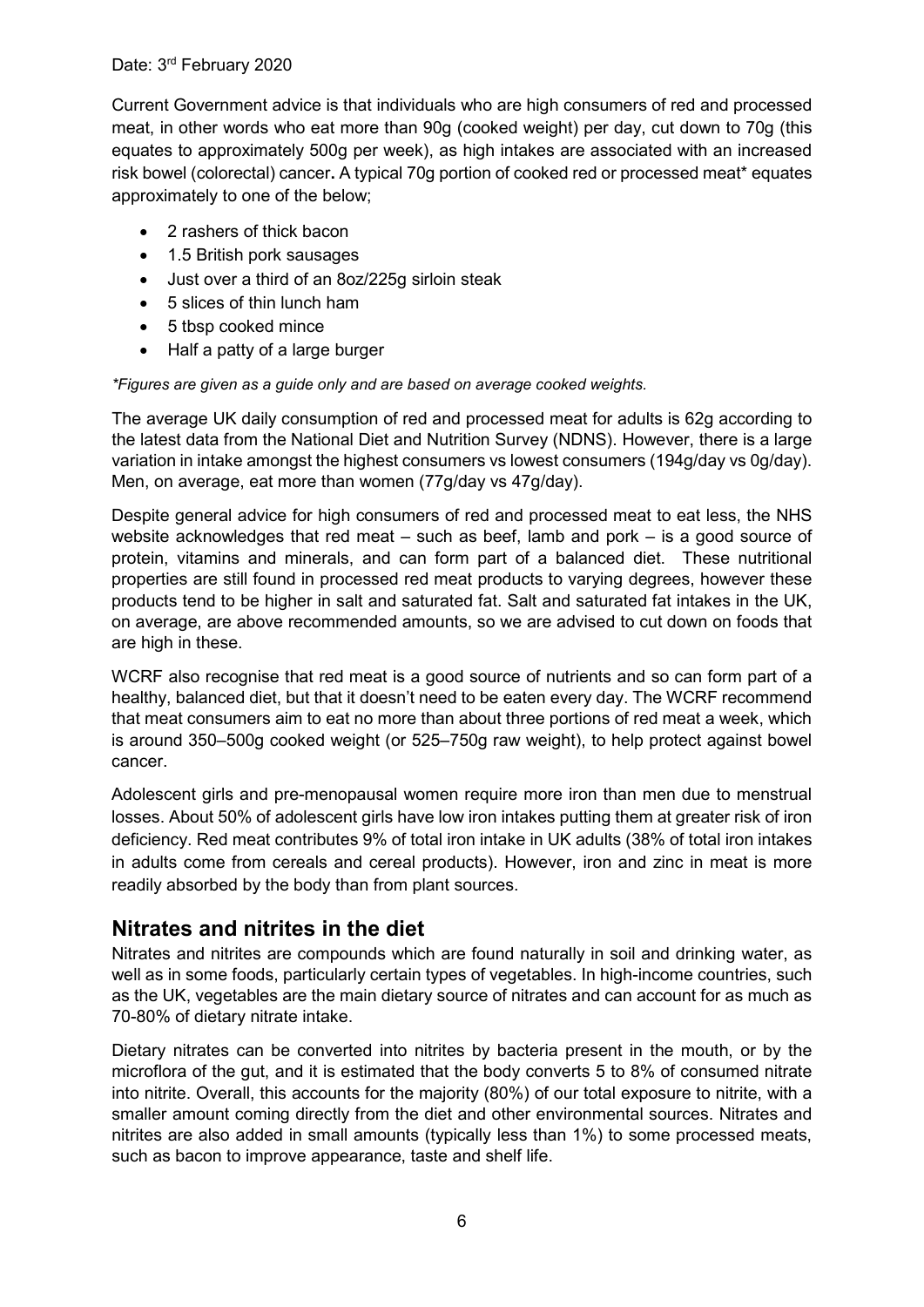Date: 3rd February 2020

Current Government advice is that individuals who are high consumers of red and processed meat, in other words who eat more than 90g (cooked weight) per day, cut down to 70g (this equates to approximately 500g per week), as high intakes are associated with an increased risk bowel (colorectal) cancer**.** A typical 70g portion of cooked red or processed meat* equates approximately to one of the below;

- 2 rashers of thick bacon
- 1.5 British pork sausages
- Just over a third of an 8oz/225g sirloin steak
- 5 slices of thin lunch ham
- 5 tbsp cooked mince
- Half a patty of a large burger

*\*Figures are given as a guide only and are based on average cooked weights.*

The average UK daily consumption of red and processed meat for adults is 62g according to the latest data from the National Diet and Nutrition Survey (NDNS). However, there is a large variation in intake amongst the highest consumers vs lowest consumers (194g/day vs 0g/day). Men, on average, eat more than women (77g/day vs 47g/day).

Despite general advice for high consumers of red and processed meat to eat less, the NHS website acknowledges that red meat – such as beef, lamb and pork – is a good source of protein, vitamins and minerals, and can form part of a balanced diet. These nutritional properties are still found in processed red meat products to varying degrees, however these products tend to be higher in salt and saturated fat. Salt and saturated fat intakes in the UK, on average, are above recommended amounts, so we are advised to cut down on foods that are high in these.

WCRF also recognise that red meat is a good source of nutrients and so can form part of a healthy, balanced diet, but that it doesn't need to be eaten every day. The WCRF recommend that meat consumers aim to eat no more than about three portions of red meat a week, which is around 350–500g cooked weight (or 525–750g raw weight), to help protect against bowel cancer.

Adolescent girls and pre-menopausal women require more iron than men due to menstrual losses. About 50% of adolescent girls have low iron intakes putting them at greater risk of iron deficiency. Red meat contributes 9% of total iron intake in UK adults (38% of total iron intakes in adults come from cereals and cereal products). However, iron and zinc in meat is more readily absorbed by the body than from plant sources.

## Nitrates and nitrites in the diet

Nitrates and nitrites are compounds which are found naturally in soil and drinking water, as well as in some foods, particularly certain types of vegetables. In high-income countries, such as the UK, vegetables are the main dietary source of nitrates and can account for as much as 70-80% of dietary nitrate intake.

Dietary nitrates can be converted into nitrites by bacteria present in the mouth, or by the microflora of the gut, and it is estimated that the body converts 5 to 8% of consumed nitrate into nitrite. Overall, this accounts for the majority (80%) of our total exposure to nitrite, with a smaller amount coming directly from the diet and other environmental sources. Nitrates and nitrites are also added in small amounts (typically less than 1%) to some processed meats, such as bacon to improve appearance, taste and shelf life.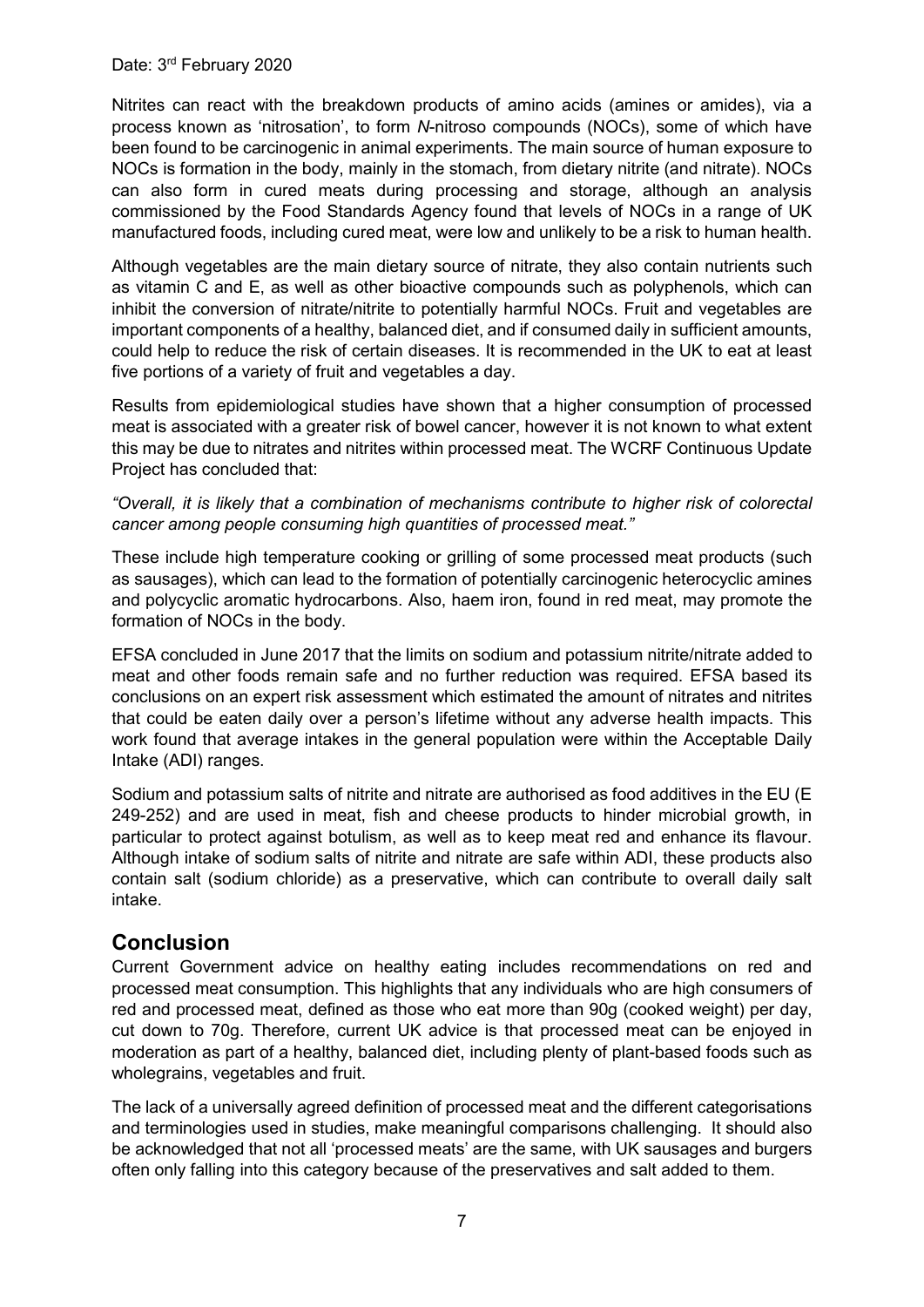Date: 3rd February 2020

Nitrites can react with the breakdown products of amino acids (amines or amides), via a process known as 'nitrosation', to form *N*-nitroso compounds (NOCs), some of which have been found to be carcinogenic in animal experiments. The main source of human exposure to NOCs is formation in the body, mainly in the stomach, from dietary nitrite (and nitrate). NOCs can also form in cured meats during processing and storage, although an analysis commissioned by the Food Standards Agency found that levels of NOCs in a range of UK manufactured foods, including cured meat, were low and unlikely to be a risk to human health.

Although vegetables are the main dietary source of nitrate, they also contain nutrients such as vitamin C and E, as well as other bioactive compounds such as polyphenols, which can inhibit the conversion of nitrate/nitrite to potentially harmful NOCs. Fruit and vegetables are important components of a healthy, balanced diet, and if consumed daily in sufficient amounts, could help to reduce the risk of certain diseases. It is recommended in the UK to eat at least five portions of a variety of fruit and vegetables a day.

Results from epidemiological studies have shown that a higher consumption of processed meat is associated with a greater risk of bowel cancer, however it is not known to what extent this may be due to nitrates and nitrites within processed meat. The WCRF Continuous Update Project has concluded that:

*"Overall, it is likely that a combination of mechanisms contribute to higher risk of colorectal cancer among people consuming high quantities of processed meat."*

These include high temperature cooking or grilling of some processed meat products (such as sausages), which can lead to the formation of potentially carcinogenic heterocyclic amines and polycyclic aromatic hydrocarbons. Also, haem iron, found in red meat, may promote the formation of NOCs in the body.

EFSA concluded in June 2017 that the limits on sodium and potassium nitrite/nitrate added to meat and other foods remain safe and no further reduction was required. EFSA based its conclusions on an expert risk assessment which estimated the amount of nitrates and nitrites that could be eaten daily over a person's lifetime without any adverse health impacts. This work found that average intakes in the general population were within the Acceptable Daily Intake (ADI) ranges.

Sodium and potassium salts of nitrite and nitrate are authorised as food additives in the EU (E 249-252) and are used in meat, fish and cheese products to hinder microbial growth, in particular to protect against botulism, as well as to keep meat red and enhance its flavour. Although intake of sodium salts of nitrite and nitrate are safe within ADI, these products also contain salt (sodium chloride) as a preservative, which can contribute to overall daily salt intake.

## Conclusion

Current Government advice on healthy eating includes recommendations on red and processed meat consumption. This highlights that any individuals who are high consumers of red and processed meat, defined as those who eat more than 90g (cooked weight) per day, cut down to 70g. Therefore, current UK advice is that processed meat can be enjoyed in moderation as part of a healthy, balanced diet, including plenty of plant-based foods such as wholegrains, vegetables and fruit.

The lack of a universally agreed definition of processed meat and the different categorisations and terminologies used in studies, make meaningful comparisons challenging. It should also be acknowledged that not all 'processed meats' are the same, with UK sausages and burgers often only falling into this category because of the preservatives and salt added to them.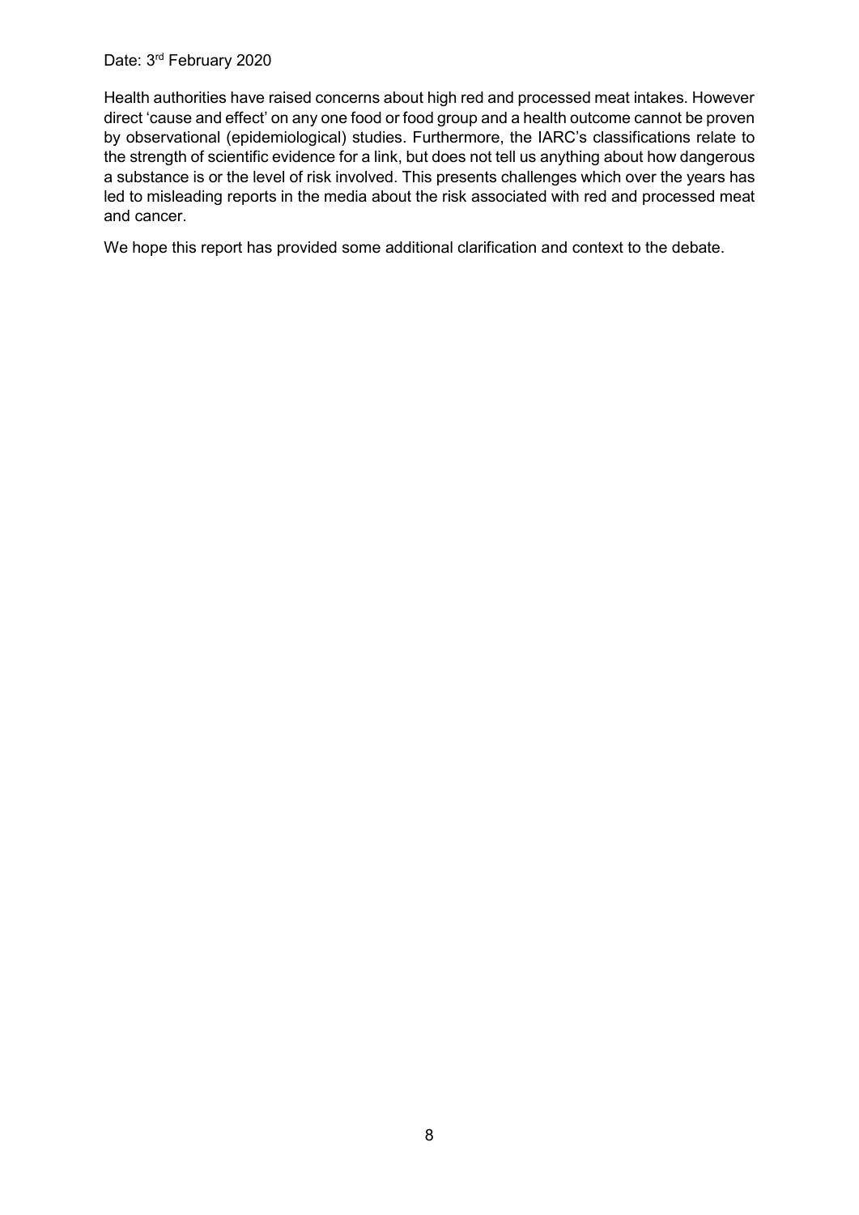Date: 3rd February 2020

Health authorities have raised concerns about high red and processed meat intakes. However direct 'cause and effect' on any one food or food group and a health outcome cannot be proven by observational (epidemiological) studies. Furthermore, the IARC's classifications relate to the strength of scientific evidence for a link, but does not tell us anything about how dangerous a substance is or the level of risk involved. This presents challenges which over the years has led to misleading reports in the media about the risk associated with red and processed meat and cancer.

We hope this report has provided some additional clarification and context to the debate.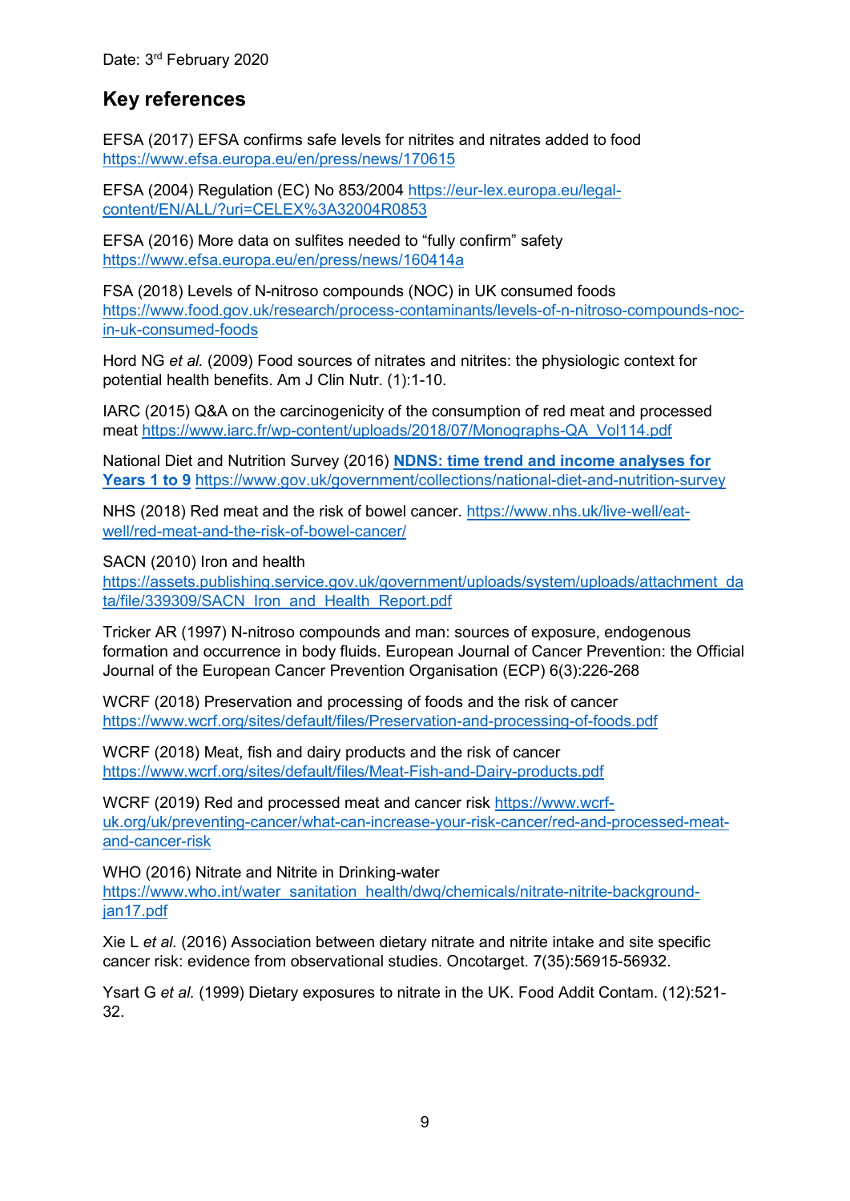Date: 3rd February 2020

## Key references

EFSA (2017) EFSA confirms safe levels for nitrites and nitrates added to food https://www.efsa.europa.eu/en/press/news/170615

EFSA (2004) Regulation (EC) No 853/2004 https://eur-lex.europa.eu/legal-content/EN/ALL/?uri=CELEX%3A32004R0853

EFSA (2016) More data on sulfites needed to "fully confirm" safety https://www.efsa.europa.eu/en/press/news/160414a

FSA (2018) Levels of N-nitroso compounds (NOC) in UK consumed foods https://www.food.gov.uk/research/process-contaminants/levels-of-n-nitroso-compounds-noc-in-uk-consumed-foods

Hord NG *et al.* (2009) Food sources of nitrates and nitrites: the physiologic context for potential health benefits. Am J Clin Nutr. (1):1-10.

IARC (2015) Q&A on the carcinogenicity of the consumption of red meat and processed meat https://www.iarc.fr/wp-content/uploads/2018/07/Monographs-QA_Vol114.pdf

National Diet and Nutrition Survey (2016) **NDNS: time trend and income analyses for Years 1 to 9** https://www.gov.uk/government/collections/national-diet-and-nutrition-survey

NHS (2018) Red meat and the risk of bowel cancer. https://www.nhs.uk/live-well/eat-well/red-meat-and-the-risk-of-bowel-cancer/

SACN (2010) Iron and health https://assets.publishing.service.gov.uk/government/uploads/system/uploads/attachment_data/file/339309/SACN_Iron_and_Health_Report.pdf

Tricker AR (1997) N-nitroso compounds and man: sources of exposure, endogenous formation and occurrence in body fluids. European Journal of Cancer Prevention: the Official Journal of the European Cancer Prevention Organisation (ECP) 6(3):226-268

WCRF (2018) Preservation and processing of foods and the risk of cancer https://www.wcrf.org/sites/default/files/Preservation-and-processing-of-foods.pdf

WCRF (2018) Meat, fish and dairy products and the risk of cancer https://www.wcrf.org/sites/default/files/Meat-Fish-and-Dairy-products.pdf

WCRF (2019) Red and processed meat and cancer risk https://www.wcrf-uk.org/uk/preventing-cancer/what-can-increase-your-risk-cancer/red-and-processed-meat-and-cancer-risk

WHO (2016) Nitrate and Nitrite in Drinking-water https://www.who.int/water_sanitation_health/dwq/chemicals/nitrate-nitrite-background-jan17.pdf

Xie L *et al.* (2016) Association between dietary nitrate and nitrite intake and site specific cancer risk: evidence from observational studies. Oncotarget. 7(35):56915-56932.

Ysart G *et al.* (1999) Dietary exposures to nitrate in the UK. Food Addit Contam. (12):521-32.